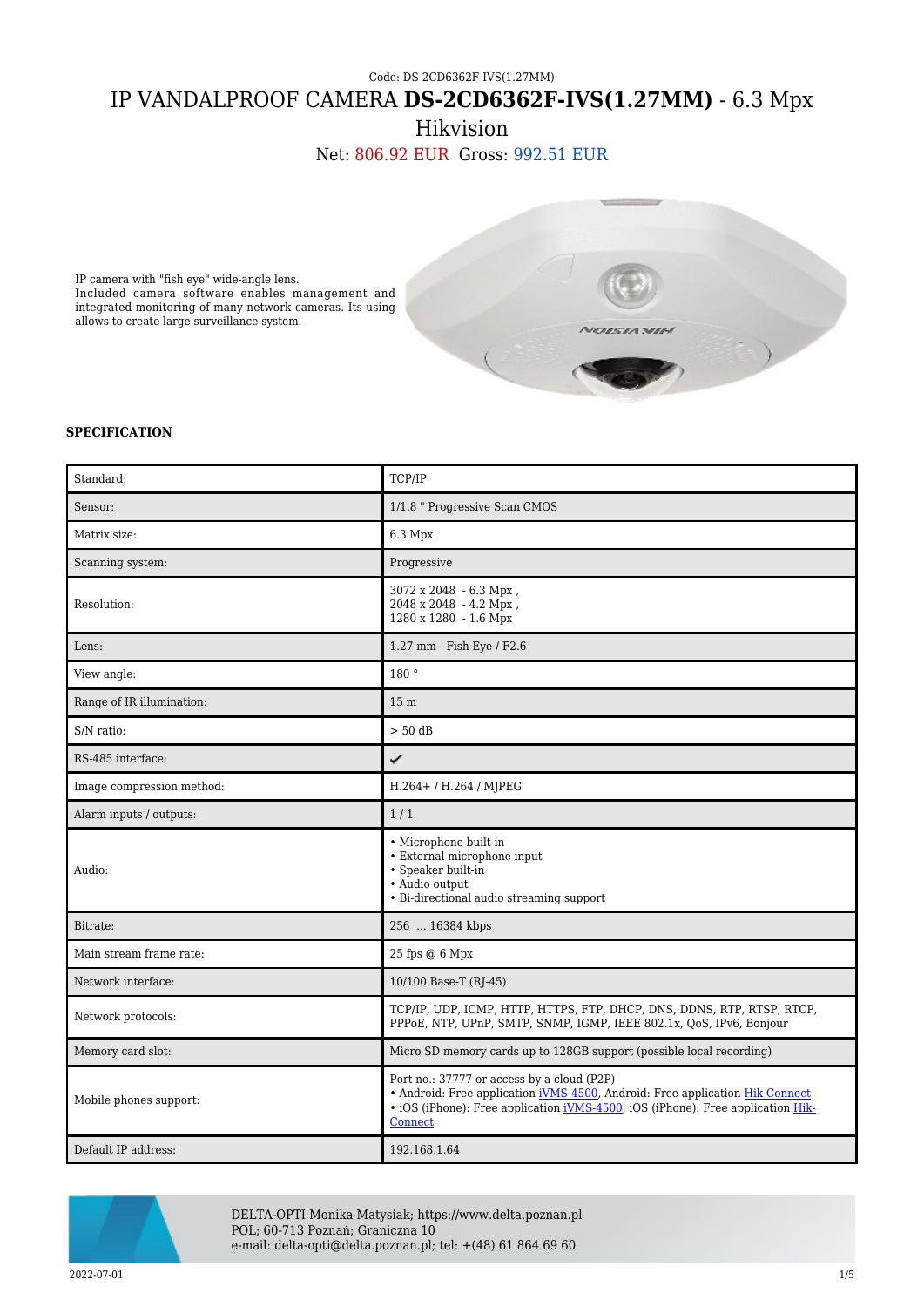Code: DS-2CD6362F-IVS(1.27MM)

# IP VANDALPROOF CAMERA **DS-2CD6362F-IVS(1.27MM)** - 6.3 Mpx Hikvision

Net: 806.92 EUR Gross: 992.51 EUR

IP camera with "fish eye" wide-angle lens.
Included camera software enables management and integrated monitoring of many network cameras. Its using allows to create large surveillance system.

**SPECIFICATION**

| | |
|---|---|
| Standard: | TCP/IP |
| Sensor: | 1/1.8 " Progressive Scan CMOS |
| Matrix size: | 6.3 Mpx |
| Scanning system: | Progressive |
| Resolution: | 3072 x 2048 - 6.3 Mpx ,<br>2048 x 2048 - 4.2 Mpx ,<br>1280 x 1280 - 1.6 Mpx |
| Lens: | 1.27 mm - Fish Eye / F2.6 |
| View angle: | 180 ° |
| Range of IR illumination: | 15 m |
| S/N ratio: | > 50 dB |
| RS-485 interface: | ✔ |
| Image compression method: | H.264+ / H.264 / MJPEG |
| Alarm inputs / outputs: | 1 / 1 |
| Audio: | • Microphone built-in<br>• External microphone input<br>• Speaker built-in<br>• Audio output<br>• Bi-directional audio streaming support |
| Bitrate: | 256 ... 16384 kbps |
| Main stream frame rate: | 25 fps @ 6 Mpx |
| Network interface: | 10/100 Base-T (RJ-45) |
| Network protocols: | TCP/IP, UDP, ICMP, HTTP, HTTPS, FTP, DHCP, DNS, DDNS, RTP, RTSP, RTCP, PPPoE, NTP, UPnP, SMTP, SNMP, IGMP, IEEE 802.1x, QoS, IPv6, Bonjour |
| Memory card slot: | Micro SD memory cards up to 128GB support (possible local recording) |
| Mobile phones support: | Port no.: 37777 or access by a cloud (P2P)<br>• Android: Free application iVMS-4500, Android: Free application Hik-Connect<br>• iOS (iPhone): Free application iVMS-4500, iOS (iPhone): Free application Hik-Connect |
| Default IP address: | 192.168.1.64 |

DELTA-OPTI Monika Matysiak; https://www.delta.poznan.pl
POL; 60-713 Poznań; Graniczna 10
e-mail: delta-opti@delta.poznan.pl; tel: +(48) 61 864 69 60

2022-07-01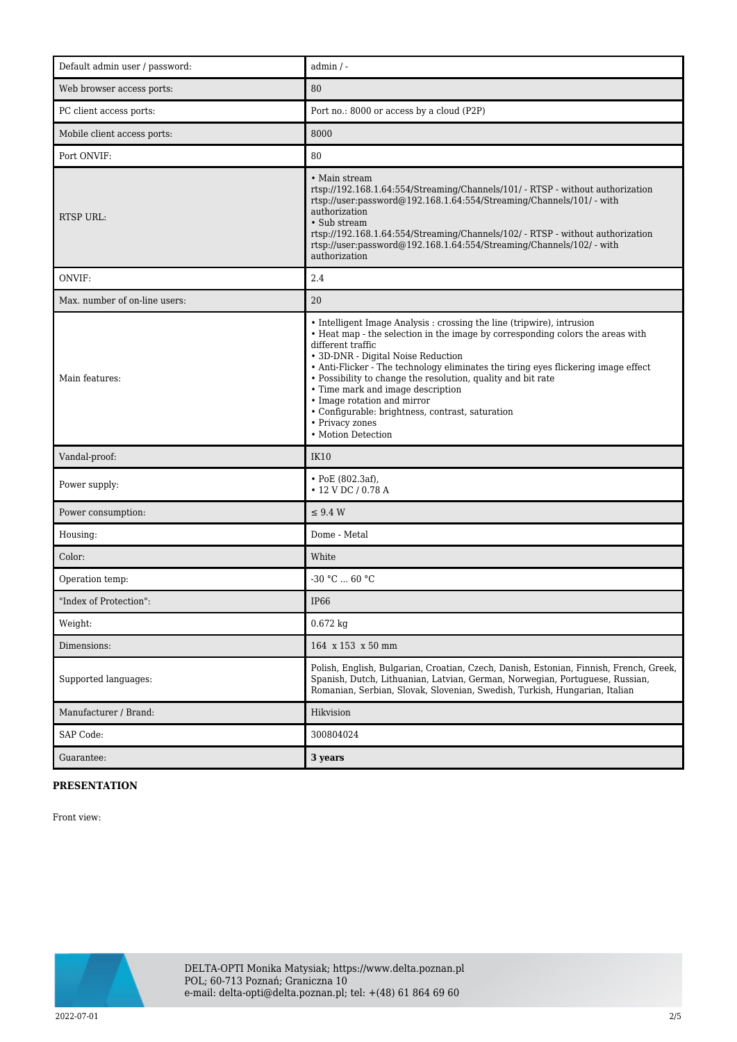| Default admin user / password: | admin / - |
|---|---|
| Web browser access ports: | 80 |
| PC client access ports: | Port no.: 8000 or access by a cloud (P2P) |
| Mobile client access ports: | 8000 |
| Port ONVIF: | 80 |
| RTSP URL: | • Main stream<br>rtsp://192.168.1.64:554/Streaming/Channels/101/ - RTSP - without authorization<br>rtsp://user:password@192.168.1.64:554/Streaming/Channels/101/ - with authorization<br>• Sub stream<br>rtsp://192.168.1.64:554/Streaming/Channels/102/ - RTSP - without authorization<br>rtsp://user:password@192.168.1.64:554/Streaming/Channels/102/ - with authorization |
| ONVIF: | 2.4 |
| Max. number of on-line users: | 20 |
| Main features: | • Intelligent Image Analysis : crossing the line (tripwire), intrusion<br>• Heat map - the selection in the image by corresponding colors the areas with different traffic<br>• 3D-DNR - Digital Noise Reduction<br>• Anti-Flicker - The technology eliminates the tiring eyes flickering image effect<br>• Possibility to change the resolution, quality and bit rate<br>• Time mark and image description<br>• Image rotation and mirror<br>• Configurable: brightness, contrast, saturation<br>• Privacy zones<br>• Motion Detection |
| Vandal-proof: | IK10 |
| Power supply: | • PoE (802.3af),<br>• 12 V DC / 0.78 A |
| Power consumption: | ≤ 9.4 W |
| Housing: | Dome - Metal |
| Color: | White |
| Operation temp: | -30 °C ... 60 °C |
| "Index of Protection": | IP66 |
| Weight: | 0.672 kg |
| Dimensions: | 164 x 153 x 50 mm |
| Supported languages: | Polish, English, Bulgarian, Croatian, Czech, Danish, Estonian, Finnish, French, Greek, Spanish, Dutch, Lithuanian, Latvian, German, Norwegian, Portuguese, Russian, Romanian, Serbian, Slovak, Slovenian, Swedish, Turkish, Hungarian, Italian |
| Manufacturer / Brand: | Hikvision |
| SAP Code: | 300804024 |
| Guarantee: | **3 years** |

**PRESENTATION**

Front view:

DELTA-OPTI Monika Matysiak; https://www.delta.poznan.pl
POL; 60-713 Poznań; Graniczna 10
e-mail: delta-opti@delta.poznan.pl; tel: +(48) 61 864 69 60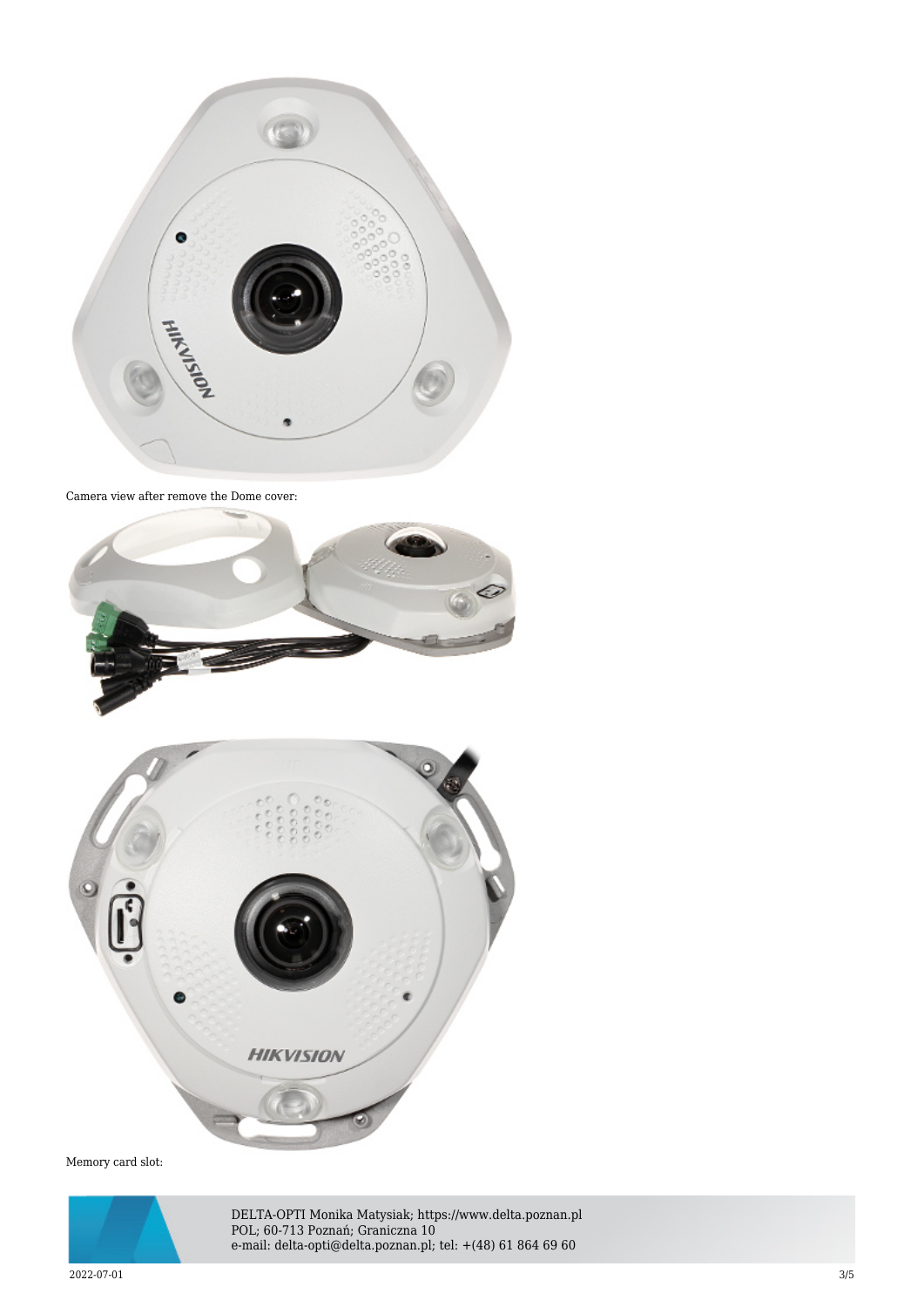Camera view after remove the Dome cover:

Memory card slot: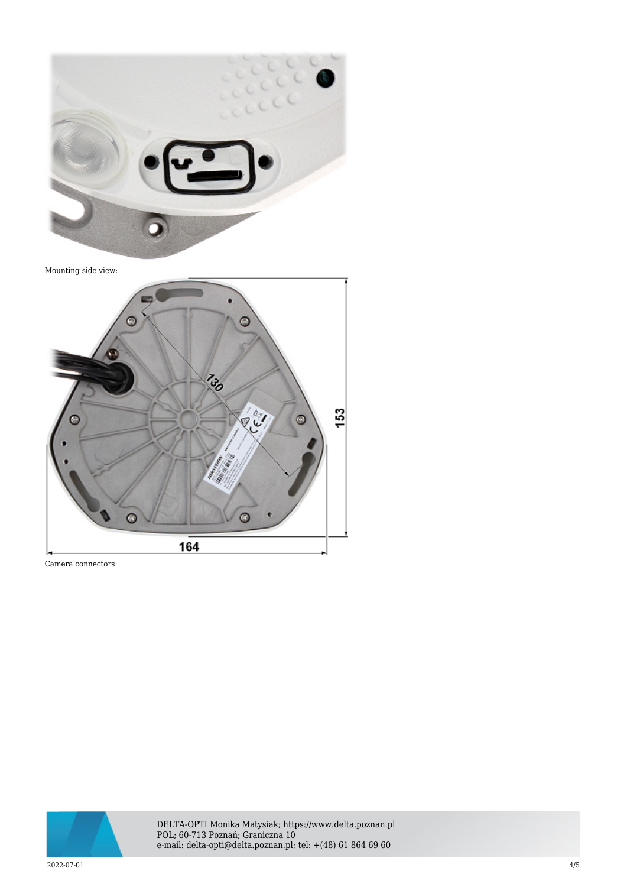Mounting side view:

Camera connectors: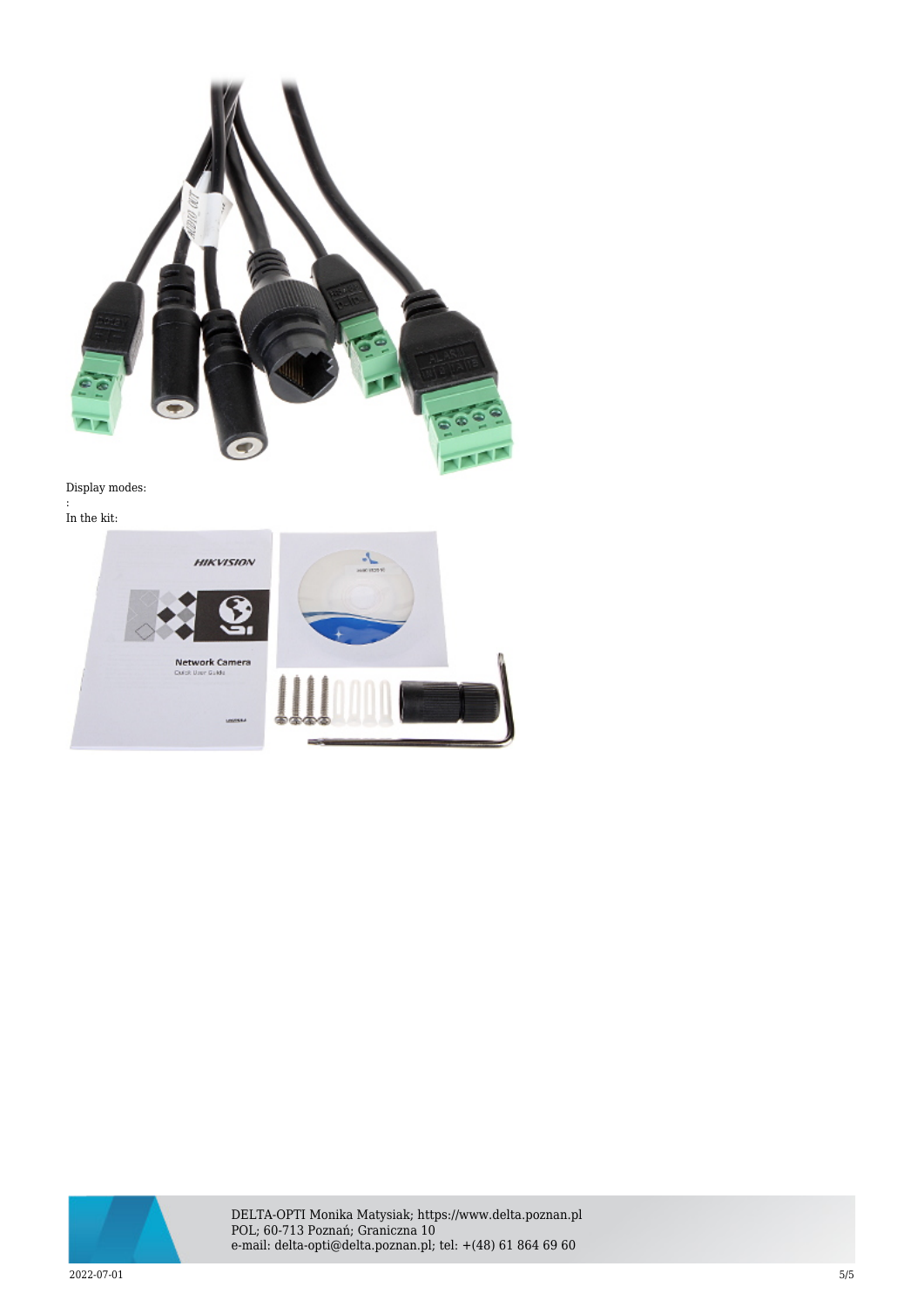Display modes:

:

In the kit: